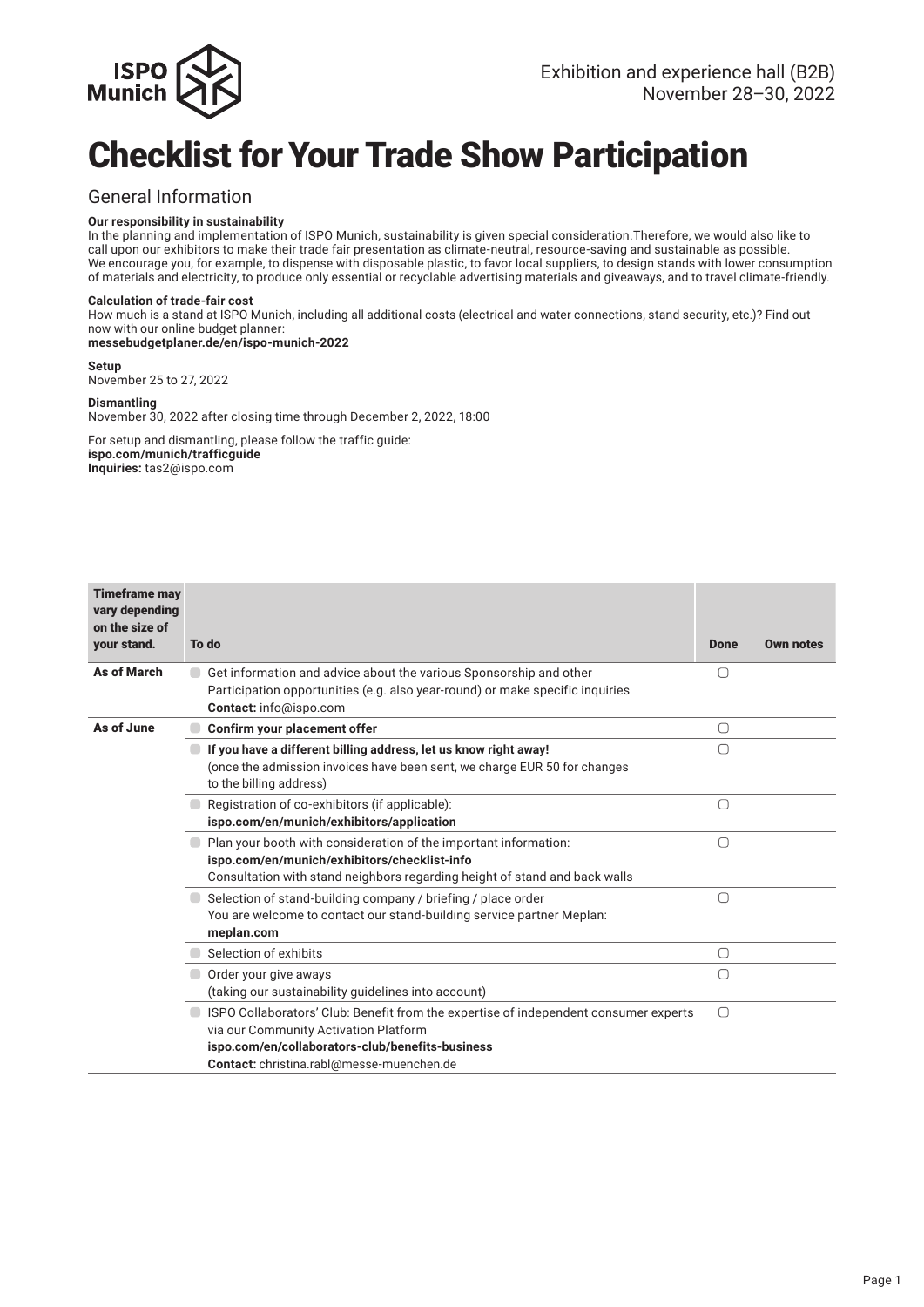Exhibition and experience hall (B2B)
November 28–30, 2022

# Checklist for Your Trade Show Participation

## General Information

**Our responsibility in sustainability**
In the planning and implementation of ISPO Munich, sustainability is given special consideration.Therefore, we would also like to call upon our exhibitors to make their trade fair presentation as climate-neutral, resource-saving and sustainable as possible. We encourage you, for example, to dispense with disposable plastic, to favor local suppliers, to design stands with lower consumption of materials and electricity, to produce only essential or recyclable advertising materials and giveaways, and to travel climate-friendly.

**Calculation of trade-fair cost**
How much is a stand at ISPO Munich, including all additional costs (electrical and water connections, stand security, etc.)? Find out now with our online budget planner:
**messebudgetplaner.de/en/ispo-munich-2022**

**Setup**
November 25 to 27, 2022

**Dismantling**
November 30, 2022 after closing time through December 2, 2022, 18:00

For setup and dismantling, please follow the traffic guide:
**ispo.com/munich/trafficguide**
**Inquiries:** tas2@ispo.com

| Timeframe may vary depending on the size of your stand. | To do | Done | Own notes |
|---|---|---|---|
| **As of March** | Get information and advice about the various Sponsorship and other Participation opportunities (e.g. also year-round) or make specific inquiries<br>**Contact:** info@ispo.com | ▢ | |
| **As of June** | **Confirm your placement offer** | ▢ | |
| | **If you have a different billing address, let us know right away!**<br>(once the admission invoices have been sent, we charge EUR 50 for changes to the billing address) | ▢ | |
| | Registration of co-exhibitors (if applicable):<br>**ispo.com/en/munich/exhibitors/application** | ▢ | |
| | Plan your booth with consideration of the important information:<br>**ispo.com/en/munich/exhibitors/checklist-info**<br>Consultation with stand neighbors regarding height of stand and back walls | ▢ | |
| | Selection of stand-building company / briefing / place order<br>You are welcome to contact our stand-building service partner Meplan:<br>**meplan.com** | ▢ | |
| | Selection of exhibits | ▢ | |
| | Order your give aways<br>(taking our sustainability guidelines into account) | ▢ | |
| | ISPO Collaborators' Club: Benefit from the expertise of independent consumer experts via our Community Activation Platform<br>**ispo.com/en/collaborators-club/benefits-business**<br>**Contact:** christina.rabl@messe-muenchen.de | ▢ | |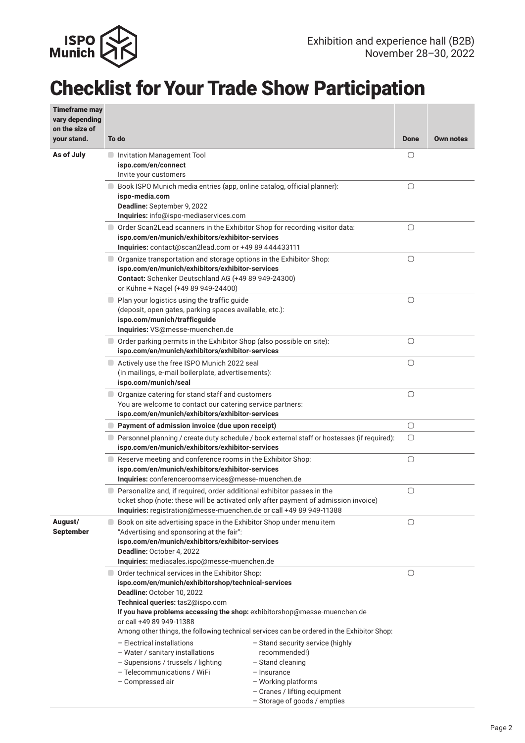Exhibition and experience hall (B2B)
November 28–30, 2022

# Checklist for Your Trade Show Participation

| Timeframe may vary depending on the size of your stand. | To do | Done | Own notes |
|---|---|---|---|
| **As of July** | Invitation Management Tool<br>**ispo.com/en/connect**<br>Invite your customers | ☐ | |
| | Book ISPO Munich media entries (app, online catalog, official planner):<br>**ispo-media.com**<br>**Deadline:** September 9, 2022<br>**Inquiries:** info@ispo-mediaservices.com | ☐ | |
| | Order Scan2Lead scanners in the Exhibitor Shop for recording visitor data:<br>**ispo.com/en/munich/exhibitors/exhibitor-services**<br>**Inquiries:** contact@scan2lead.com or +49 89 444433111 | ☐ | |
| | Organize transportation and storage options in the Exhibitor Shop:<br>**ispo.com/en/munich/exhibitors/exhibitor-services**<br>**Contact:** Schenker Deutschland AG (+49 89 949-24300)<br>or Kühne + Nagel (+49 89 949-24400) | ☐ | |
| | Plan your logistics using the traffic guide<br>(deposit, open gates, parking spaces available, etc.):<br>**ispo.com/munich/trafficguide**<br>**Inquiries:** VS@messe-muenchen.de | ☐ | |
| | Order parking permits in the Exhibitor Shop (also possible on site):<br>**ispo.com/en/munich/exhibitors/exhibitor-services** | ☐ | |
| | Actively use the free ISPO Munich 2022 seal<br>(in mailings, e-mail boilerplate, advertisements):<br>**ispo.com/munich/seal** | ☐ | |
| | Organize catering for stand staff and customers<br>You are welcome to contact our catering service partners:<br>**ispo.com/en/munich/exhibitors/exhibitor-services** | ☐ | |
| | **Payment of admission invoice (due upon receipt)** | ☐ | |
| | Personnel planning / create duty schedule / book external staff or hostesses (if required):<br>**ispo.com/en/munich/exhibitors/exhibitor-services** | ☐ | |
| | Reserve meeting and conference rooms in the Exhibitor Shop:<br>**ispo.com/en/munich/exhibitors/exhibitor-services**<br>**Inquiries:** conferenceroomservices@messe-muenchen.de | ☐ | |
| | Personalize and, if required, order additional exhibitor passes in the ticket shop (note: these will be activated only after payment of admission invoice)<br>**Inquiries:** registration@messe-muenchen.de or call +49 89 949-11388 | ☐ | |
| **August/ September** | Book on site advertising space in the Exhibitor Shop under menu item "Advertising and sponsoring at the fair":<br>**ispo.com/en/munich/exhibitors/exhibitor-services**<br>**Deadline:** October 4, 2022<br>**Inquiries:** mediasales.ispo@messe-muenchen.de | ☐ | |
| | Order technical services in the Exhibitor Shop:<br>**ispo.com/en/munich/exhibitorshop/technical-services**<br>**Deadline:** October 10, 2022<br>**Technical queries:** tas2@ispo.com<br>**If you have problems accessing the shop:** exhibitorshop@messe-muenchen.de or call +49 89 949-11388<br>Among other things, the following technical services can be ordered in the Exhibitor Shop:<br>– Electrical installations<br>– Water / sanitary installations<br>– Supensions / trussels / lighting<br>– Telecommunications / WiFi<br>– Compressed air<br>– Stand security service (highly recommended!)<br>– Stand cleaning<br>– Insurance<br>– Working platforms<br>– Cranes / lifting equipment<br>– Storage of goods / empties | ☐ | |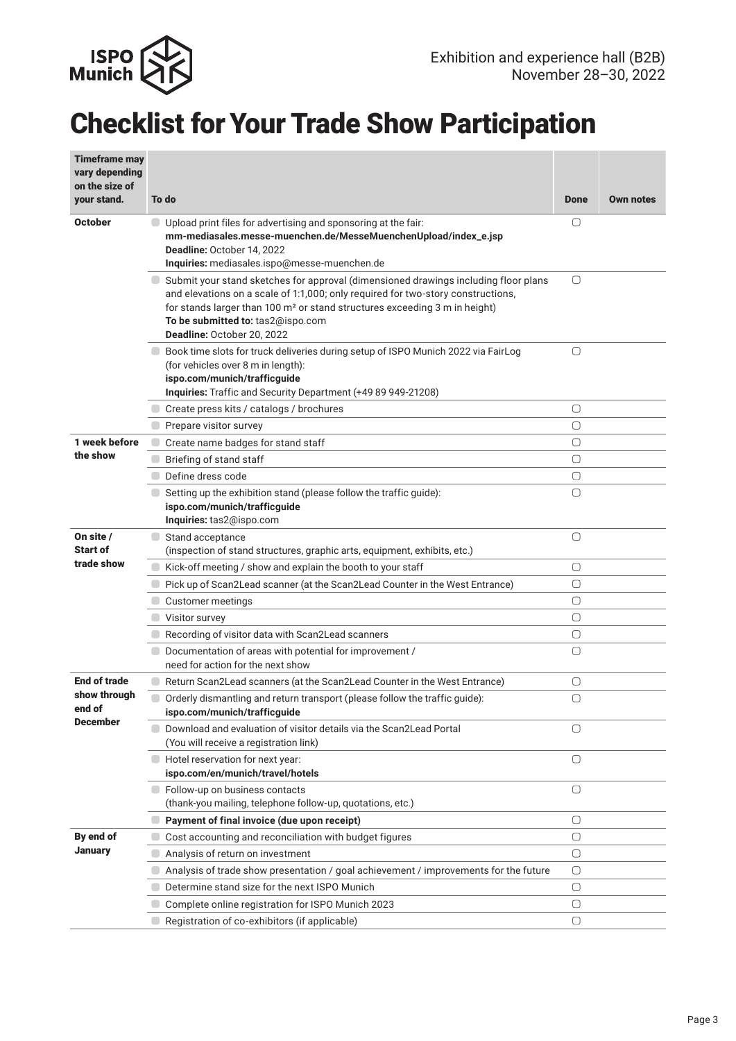ISPO Munich

Exhibition and experience hall (B2B)
November 28–30, 2022

# Checklist for Your Trade Show Participation

| Timeframe may vary depending on the size of your stand. | To do | Done | Own notes |
|---|---|---|---|
| **October** | Upload print files for advertising and sponsoring at the fair: **mm-mediasales.messe-muenchen.de/MesseMuenchenUpload/index_e.jsp** **Deadline:** October 14, 2022 **Inquiries:** mediasales.ispo@messe-muenchen.de | ▢ | |
| | Submit your stand sketches for approval (dimensioned drawings including floor plans and elevations on a scale of 1:1,000; only required for two-story constructions, for stands larger than 100 m² or stand structures exceeding 3 m in height) **To be submitted to:** tas2@ispo.com **Deadline:** October 20, 2022 | ▢ | |
| | Book time slots for truck deliveries during setup of ISPO Munich 2022 via FairLog (for vehicles over 8 m in length): **ispo.com/munich/trafficguide** **Inquiries:** Traffic and Security Department (+49 89 949-21208) | ▢ | |
| | Create press kits / catalogs / brochures | ▢ | |
| | Prepare visitor survey | ▢ | |
| **1 week before the show** | Create name badges for stand staff | ▢ | |
| | Briefing of stand staff | ▢ | |
| | Define dress code | ▢ | |
| | Setting up the exhibition stand (please follow the traffic guide): **ispo.com/munich/trafficguide** **Inquiries:** tas2@ispo.com | ▢ | |
| **On site / Start of trade show** | Stand acceptance (inspection of stand structures, graphic arts, equipment, exhibits, etc.) | ▢ | |
| | Kick-off meeting / show and explain the booth to your staff | ▢ | |
| | Pick up of Scan2Lead scanner (at the Scan2Lead Counter in the West Entrance) | ▢ | |
| | Customer meetings | ▢ | |
| | Visitor survey | ▢ | |
| | Recording of visitor data with Scan2Lead scanners | ▢ | |
| | Documentation of areas with potential for improvement / need for action for the next show | ▢ | |
| **End of trade show through end of December** | Return Scan2Lead scanners (at the Scan2Lead Counter in the West Entrance) | ▢ | |
| | Orderly dismantling and return transport (please follow the traffic guide): **ispo.com/munich/trafficguide** | ▢ | |
| | Download and evaluation of visitor details via the Scan2Lead Portal (You will receive a registration link) | ▢ | |
| | Hotel reservation for next year: **ispo.com/en/munich/travel/hotels** | ▢ | |
| | Follow-up on business contacts (thank-you mailing, telephone follow-up, quotations, etc.) | ▢ | |
| | **Payment of final invoice (due upon receipt)** | ▢ | |
| **By end of January** | Cost accounting and reconciliation with budget figures | ▢ | |
| | Analysis of return on investment | ▢ | |
| | Analysis of trade show presentation / goal achievement / improvements for the future | ▢ | |
| | Determine stand size for the next ISPO Munich | ▢ | |
| | Complete online registration for ISPO Munich 2023 | ▢ | |
| | Registration of co-exhibitors (if applicable) | ▢ | |